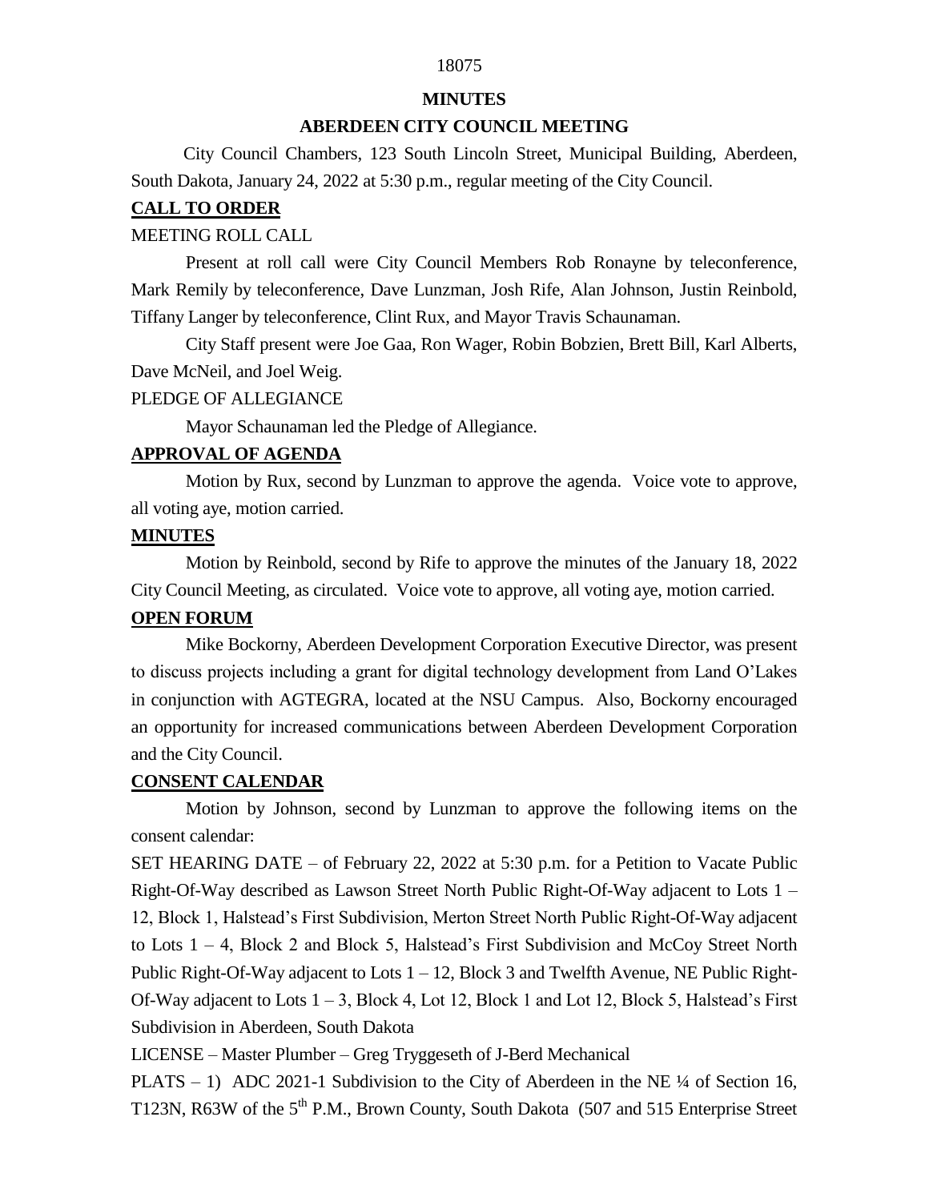**MINUTES**

**ABERDEEN CITY COUNCIL MEETING**

City Council Chambers, 123 South Lincoln Street, Municipal Building, Aberdeen, South Dakota, January 24, 2022 at 5:30 p.m., regular meeting of the City Council.

## CALL TO ORDER

MEETING ROLL CALL

Present at roll call were City Council Members Rob Ronayne by teleconference, Mark Remily by teleconference, Dave Lunzman, Josh Rife, Alan Johnson, Justin Reinbold, Tiffany Langer by teleconference, Clint Rux, and Mayor Travis Schaunaman.

City Staff present were Joe Gaa, Ron Wager, Robin Bobzien, Brett Bill, Karl Alberts, Dave McNeil, and Joel Weig.

PLEDGE OF ALLEGIANCE

Mayor Schaunaman led the Pledge of Allegiance.

## APPROVAL OF AGENDA

Motion by Rux, second by Lunzman to approve the agenda. Voice vote to approve, all voting aye, motion carried.

## MINUTES

Motion by Reinbold, second by Rife to approve the minutes of the January 18, 2022 City Council Meeting, as circulated. Voice vote to approve, all voting aye, motion carried.

## OPEN FORUM

Mike Bockorny, Aberdeen Development Corporation Executive Director, was present to discuss projects including a grant for digital technology development from Land O'Lakes in conjunction with AGTEGRA, located at the NSU Campus. Also, Bockorny encouraged an opportunity for increased communications between Aberdeen Development Corporation and the City Council.

## CONSENT CALENDAR

Motion by Johnson, second by Lunzman to approve the following items on the consent calendar:

SET HEARING DATE – of February 22, 2022 at 5:30 p.m. for a Petition to Vacate Public Right-Of-Way described as Lawson Street North Public Right-Of-Way adjacent to Lots 1 – 12, Block 1, Halstead's First Subdivision, Merton Street North Public Right-Of-Way adjacent to Lots 1 – 4, Block 2 and Block 5, Halstead's First Subdivision and McCoy Street North Public Right-Of-Way adjacent to Lots 1 – 12, Block 3 and Twelfth Avenue, NE Public Right-Of-Way adjacent to Lots 1 – 3, Block 4, Lot 12, Block 1 and Lot 12, Block 5, Halstead's First Subdivision in Aberdeen, South Dakota

LICENSE – Master Plumber – Greg Tryggeseth of J-Berd Mechanical

PLATS – 1) ADC 2021-1 Subdivision to the City of Aberdeen in the NE ¼ of Section 16, T123N, R63W of the 5th P.M., Brown County, South Dakota (507 and 515 Enterprise Street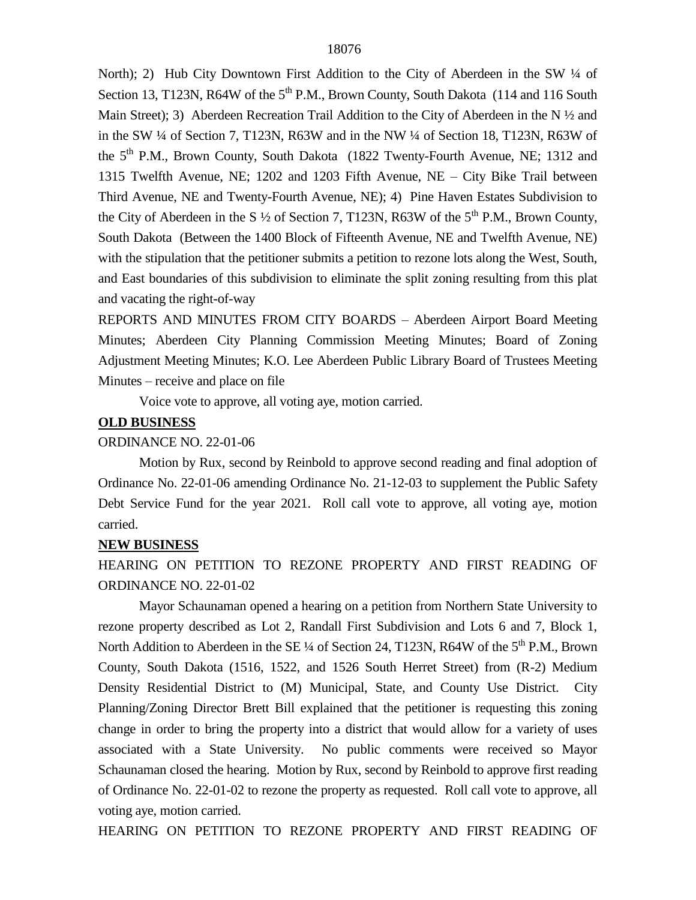North); 2) Hub City Downtown First Addition to the City of Aberdeen in the SW ¼ of Section 13, T123N, R64W of the 5th P.M., Brown County, South Dakota (114 and 116 South Main Street); 3) Aberdeen Recreation Trail Addition to the City of Aberdeen in the N ½ and in the SW ¼ of Section 7, T123N, R63W and in the NW ¼ of Section 18, T123N, R63W of the 5th P.M., Brown County, South Dakota (1822 Twenty-Fourth Avenue, NE; 1312 and 1315 Twelfth Avenue, NE; 1202 and 1203 Fifth Avenue, NE – City Bike Trail between Third Avenue, NE and Twenty-Fourth Avenue, NE); 4) Pine Haven Estates Subdivision to the City of Aberdeen in the S ½ of Section 7, T123N, R63W of the 5th P.M., Brown County, South Dakota (Between the 1400 Block of Fifteenth Avenue, NE and Twelfth Avenue, NE) with the stipulation that the petitioner submits a petition to rezone lots along the West, South, and East boundaries of this subdivision to eliminate the split zoning resulting from this plat and vacating the right-of-way

REPORTS AND MINUTES FROM CITY BOARDS – Aberdeen Airport Board Meeting Minutes; Aberdeen City Planning Commission Meeting Minutes; Board of Zoning Adjustment Meeting Minutes; K.O. Lee Aberdeen Public Library Board of Trustees Meeting Minutes – receive and place on file

Voice vote to approve, all voting aye, motion carried.

**OLD BUSINESS**

ORDINANCE NO. 22-01-06

Motion by Rux, second by Reinbold to approve second reading and final adoption of Ordinance No. 22-01-06 amending Ordinance No. 21-12-03 to supplement the Public Safety Debt Service Fund for the year 2021. Roll call vote to approve, all voting aye, motion carried.

**NEW BUSINESS**

HEARING ON PETITION TO REZONE PROPERTY AND FIRST READING OF ORDINANCE NO. 22-01-02

Mayor Schaunaman opened a hearing on a petition from Northern State University to rezone property described as Lot 2, Randall First Subdivision and Lots 6 and 7, Block 1, North Addition to Aberdeen in the SE ¼ of Section 24, T123N, R64W of the 5th P.M., Brown County, South Dakota (1516, 1522, and 1526 South Herret Street) from (R-2) Medium Density Residential District to (M) Municipal, State, and County Use District. City Planning/Zoning Director Brett Bill explained that the petitioner is requesting this zoning change in order to bring the property into a district that would allow for a variety of uses associated with a State University. No public comments were received so Mayor Schaunaman closed the hearing. Motion by Rux, second by Reinbold to approve first reading of Ordinance No. 22-01-02 to rezone the property as requested. Roll call vote to approve, all voting aye, motion carried.

HEARING ON PETITION TO REZONE PROPERTY AND FIRST READING OF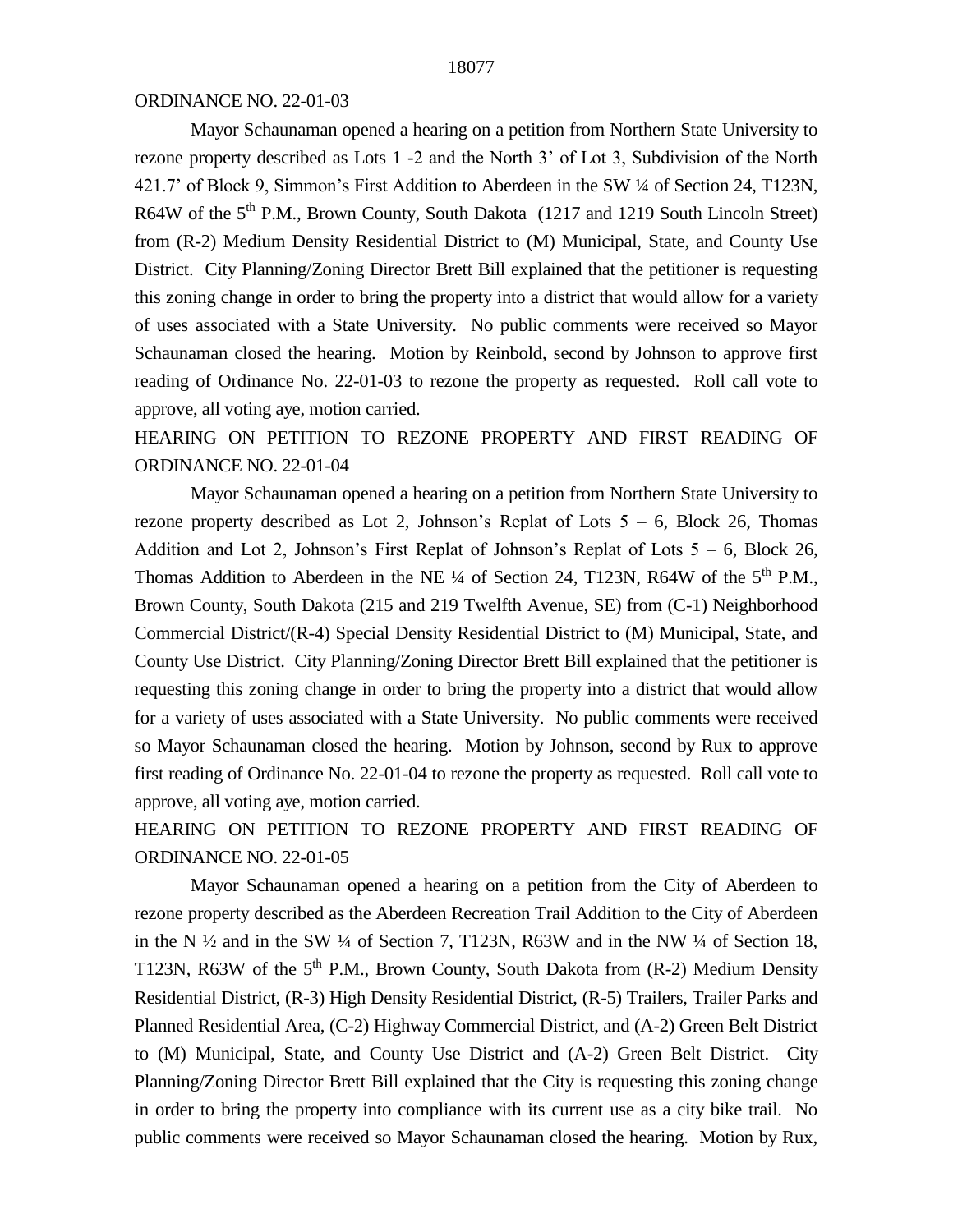ORDINANCE NO. 22-01-03

Mayor Schaunaman opened a hearing on a petition from Northern State University to rezone property described as Lots 1 -2 and the North 3' of Lot 3, Subdivision of the North 421.7' of Block 9, Simmon's First Addition to Aberdeen in the SW ¼ of Section 24, T123N, R64W of the 5th P.M., Brown County, South Dakota (1217 and 1219 South Lincoln Street) from (R-2) Medium Density Residential District to (M) Municipal, State, and County Use District. City Planning/Zoning Director Brett Bill explained that the petitioner is requesting this zoning change in order to bring the property into a district that would allow for a variety of uses associated with a State University. No public comments were received so Mayor Schaunaman closed the hearing. Motion by Reinbold, second by Johnson to approve first reading of Ordinance No. 22-01-03 to rezone the property as requested. Roll call vote to approve, all voting aye, motion carried.

HEARING ON PETITION TO REZONE PROPERTY AND FIRST READING OF ORDINANCE NO. 22-01-04

Mayor Schaunaman opened a hearing on a petition from Northern State University to rezone property described as Lot 2, Johnson's Replat of Lots 5 – 6, Block 26, Thomas Addition and Lot 2, Johnson's First Replat of Johnson's Replat of Lots 5 – 6, Block 26, Thomas Addition to Aberdeen in the NE ¼ of Section 24, T123N, R64W of the 5th P.M., Brown County, South Dakota (215 and 219 Twelfth Avenue, SE) from (C-1) Neighborhood Commercial District/(R-4) Special Density Residential District to (M) Municipal, State, and County Use District. City Planning/Zoning Director Brett Bill explained that the petitioner is requesting this zoning change in order to bring the property into a district that would allow for a variety of uses associated with a State University. No public comments were received so Mayor Schaunaman closed the hearing. Motion by Johnson, second by Rux to approve first reading of Ordinance No. 22-01-04 to rezone the property as requested. Roll call vote to approve, all voting aye, motion carried.

HEARING ON PETITION TO REZONE PROPERTY AND FIRST READING OF ORDINANCE NO. 22-01-05

Mayor Schaunaman opened a hearing on a petition from the City of Aberdeen to rezone property described as the Aberdeen Recreation Trail Addition to the City of Aberdeen in the N ½ and in the SW ¼ of Section 7, T123N, R63W and in the NW ¼ of Section 18, T123N, R63W of the 5th P.M., Brown County, South Dakota from (R-2) Medium Density Residential District, (R-3) High Density Residential District, (R-5) Trailers, Trailer Parks and Planned Residential Area, (C-2) Highway Commercial District, and (A-2) Green Belt District to (M) Municipal, State, and County Use District and (A-2) Green Belt District. City Planning/Zoning Director Brett Bill explained that the City is requesting this zoning change in order to bring the property into compliance with its current use as a city bike trail. No public comments were received so Mayor Schaunaman closed the hearing. Motion by Rux,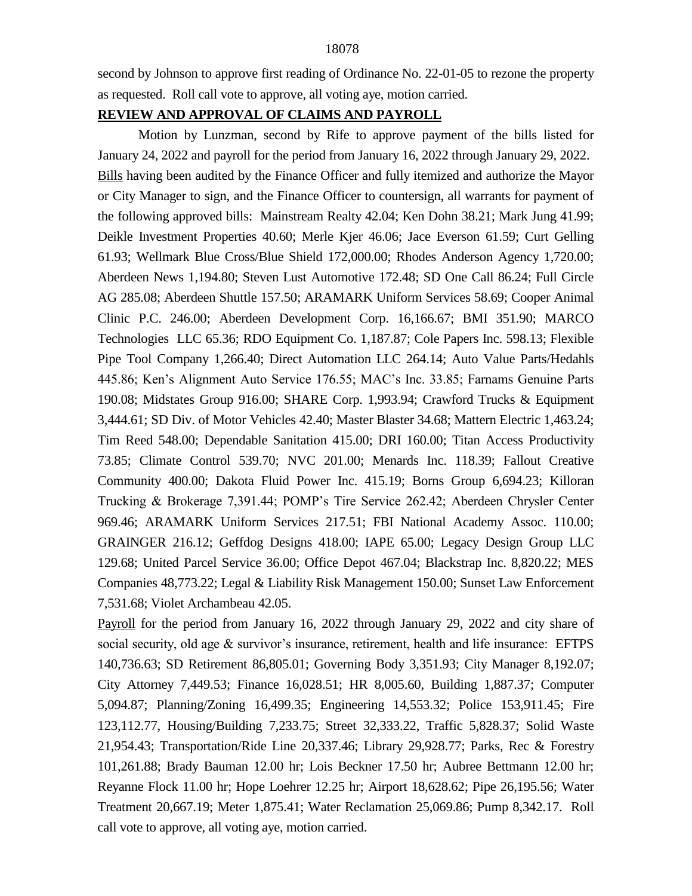second by Johnson to approve first reading of Ordinance No. 22-01-05 to rezone the property as requested. Roll call vote to approve, all voting aye, motion carried.

**REVIEW AND APPROVAL OF CLAIMS AND PAYROLL**

Motion by Lunzman, second by Rife to approve payment of the bills listed for January 24, 2022 and payroll for the period from January 16, 2022 through January 29, 2022. Bills having been audited by the Finance Officer and fully itemized and authorize the Mayor or City Manager to sign, and the Finance Officer to countersign, all warrants for payment of the following approved bills: Mainstream Realty 42.04; Ken Dohn 38.21; Mark Jung 41.99; Deikle Investment Properties 40.60; Merle Kjer 46.06; Jace Everson 61.59; Curt Gelling 61.93; Wellmark Blue Cross/Blue Shield 172,000.00; Rhodes Anderson Agency 1,720.00; Aberdeen News 1,194.80; Steven Lust Automotive 172.48; SD One Call 86.24; Full Circle AG 285.08; Aberdeen Shuttle 157.50; ARAMARK Uniform Services 58.69; Cooper Animal Clinic P.C. 246.00; Aberdeen Development Corp. 16,166.67; BMI 351.90; MARCO Technologies LLC 65.36; RDO Equipment Co. 1,187.87; Cole Papers Inc. 598.13; Flexible Pipe Tool Company 1,266.40; Direct Automation LLC 264.14; Auto Value Parts/Hedahls 445.86; Ken's Alignment Auto Service 176.55; MAC's Inc. 33.85; Farnams Genuine Parts 190.08; Midstates Group 916.00; SHARE Corp. 1,993.94; Crawford Trucks & Equipment 3,444.61; SD Div. of Motor Vehicles 42.40; Master Blaster 34.68; Mattern Electric 1,463.24; Tim Reed 548.00; Dependable Sanitation 415.00; DRI 160.00; Titan Access Productivity 73.85; Climate Control 539.70; NVC 201.00; Menards Inc. 118.39; Fallout Creative Community 400.00; Dakota Fluid Power Inc. 415.19; Borns Group 6,694.23; Killoran Trucking & Brokerage 7,391.44; POMP's Tire Service 262.42; Aberdeen Chrysler Center 969.46; ARAMARK Uniform Services 217.51; FBI National Academy Assoc. 110.00; GRAINGER 216.12; Geffdog Designs 418.00; IAPE 65.00; Legacy Design Group LLC 129.68; United Parcel Service 36.00; Office Depot 467.04; Blackstrap Inc. 8,820.22; MES Companies 48,773.22; Legal & Liability Risk Management 150.00; Sunset Law Enforcement 7,531.68; Violet Archambeau 42.05.

Payroll for the period from January 16, 2022 through January 29, 2022 and city share of social security, old age & survivor's insurance, retirement, health and life insurance: EFTPS 140,736.63; SD Retirement 86,805.01; Governing Body 3,351.93; City Manager 8,192.07; City Attorney 7,449.53; Finance 16,028.51; HR 8,005.60, Building 1,887.37; Computer 5,094.87; Planning/Zoning 16,499.35; Engineering 14,553.32; Police 153,911.45; Fire 123,112.77, Housing/Building 7,233.75; Street 32,333.22, Traffic 5,828.37; Solid Waste 21,954.43; Transportation/Ride Line 20,337.46; Library 29,928.77; Parks, Rec & Forestry 101,261.88; Brady Bauman 12.00 hr; Lois Beckner 17.50 hr; Aubree Bettmann 12.00 hr; Reyanne Flock 11.00 hr; Hope Loehrer 12.25 hr; Airport 18,628.62; Pipe 26,195.56; Water Treatment 20,667.19; Meter 1,875.41; Water Reclamation 25,069.86; Pump 8,342.17. Roll call vote to approve, all voting aye, motion carried.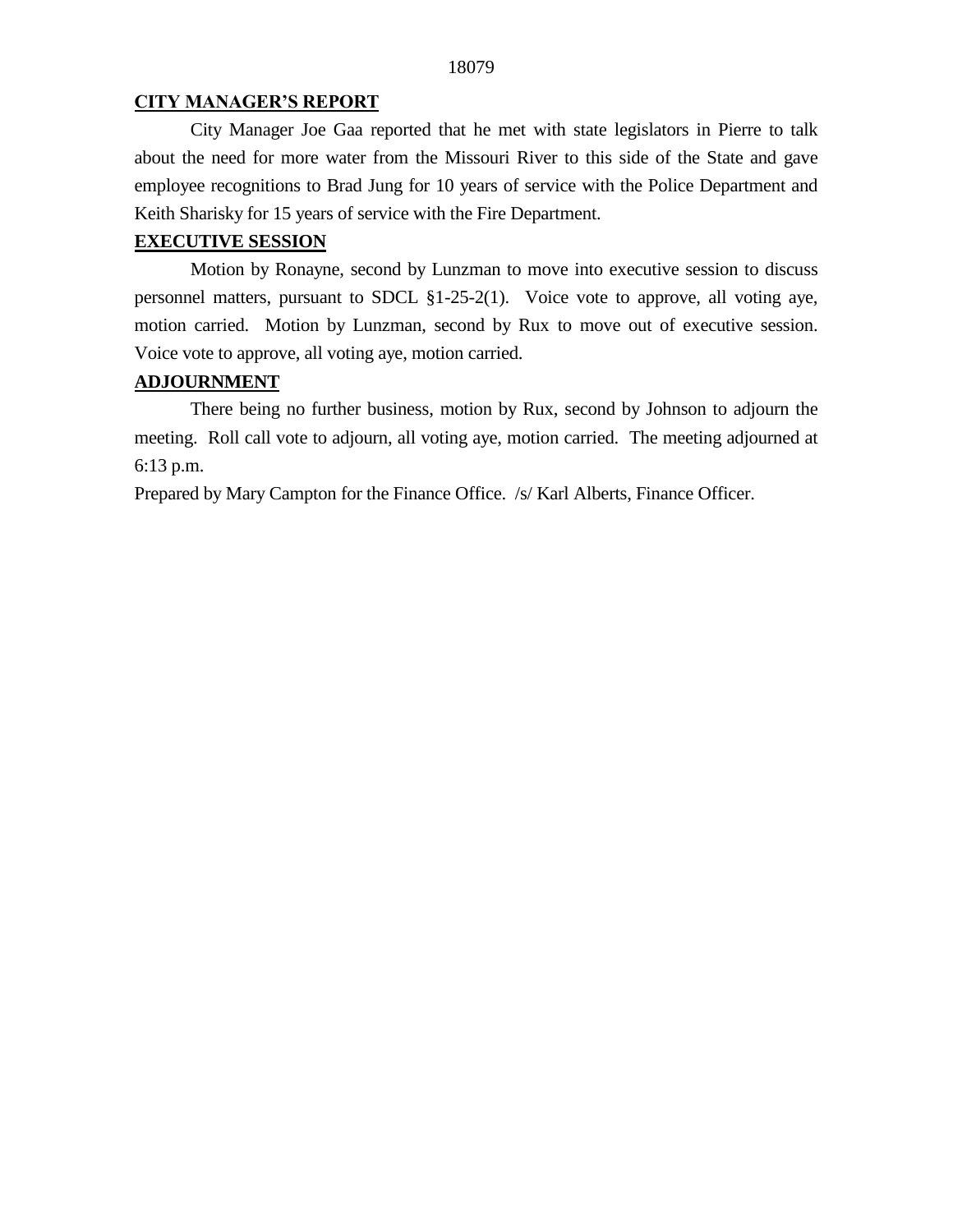## CITY MANAGER'S REPORT

City Manager Joe Gaa reported that he met with state legislators in Pierre to talk about the need for more water from the Missouri River to this side of the State and gave employee recognitions to Brad Jung for 10 years of service with the Police Department and Keith Sharisky for 15 years of service with the Fire Department.

## EXECUTIVE SESSION

Motion by Ronayne, second by Lunzman to move into executive session to discuss personnel matters, pursuant to SDCL §1-25-2(1). Voice vote to approve, all voting aye, motion carried. Motion by Lunzman, second by Rux to move out of executive session. Voice vote to approve, all voting aye, motion carried.

## ADJOURNMENT

There being no further business, motion by Rux, second by Johnson to adjourn the meeting. Roll call vote to adjourn, all voting aye, motion carried. The meeting adjourned at 6:13 p.m.

Prepared by Mary Campton for the Finance Office. /s/ Karl Alberts, Finance Officer.